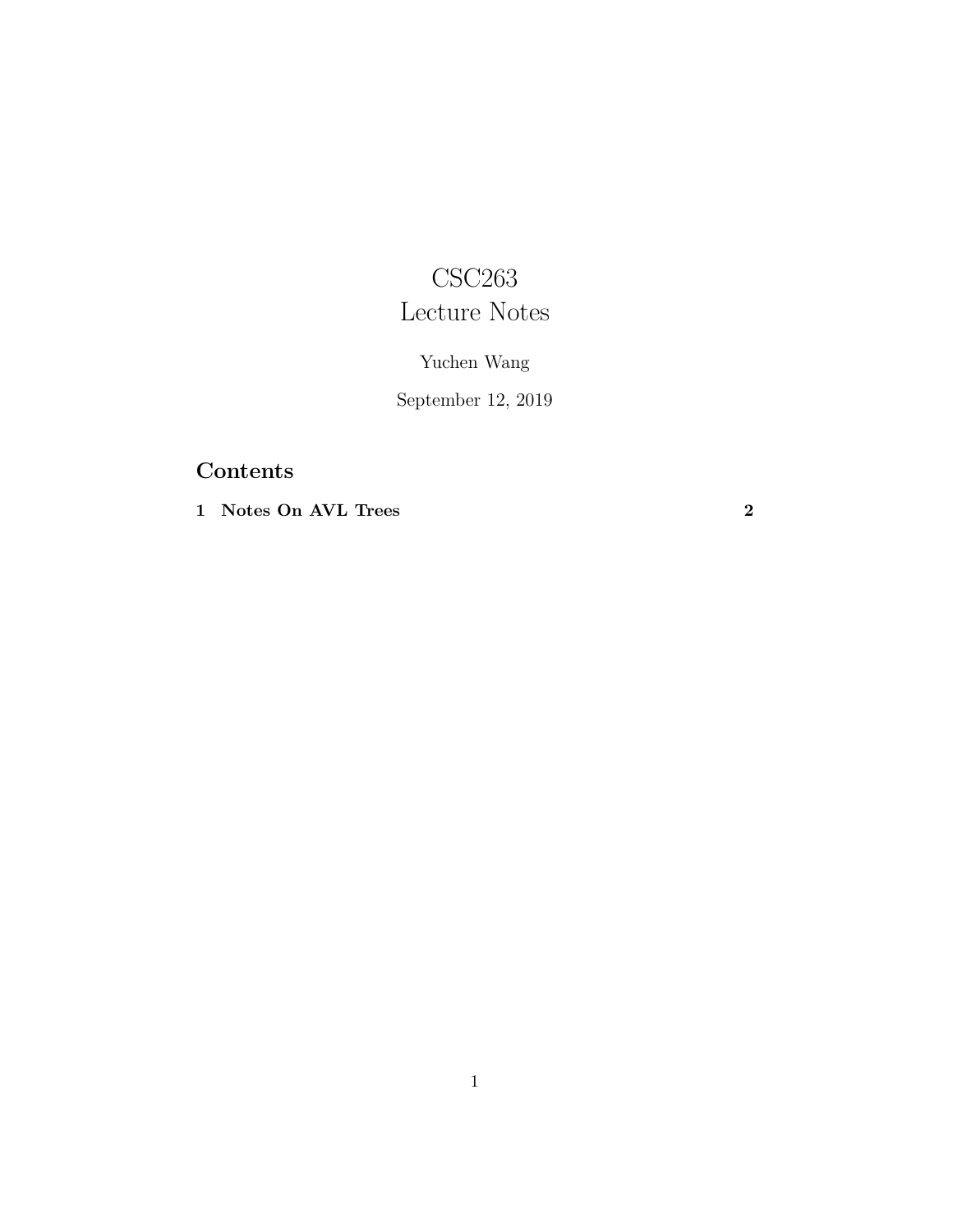# CSC263
# Lecture Notes

Yuchen Wang

September 12, 2019

## Contents

**1 Notes On AVL Trees** **2**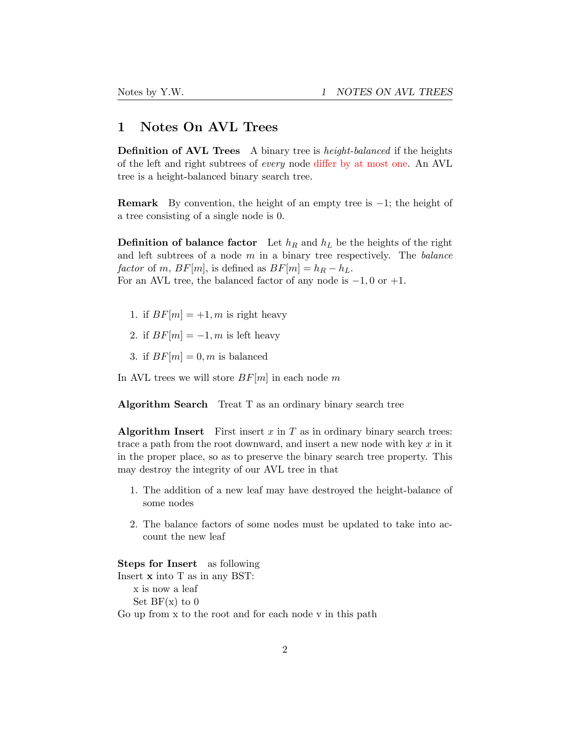# 1 Notes On AVL Trees

**Definition of AVL Trees** A binary tree is *height-balanced* if the heights of the left and right subtrees of *every* node differ by at most one. An AVL tree is a height-balanced binary search tree.

**Remark** By convention, the height of an empty tree is $-1$; the height of a tree consisting of a single node is 0.

**Definition of balance factor** Let $h_R$ and $h_L$ be the heights of the right and left subtrees of a node $m$ in a binary tree respectively. The *balance factor* of $m$, $BF[m]$, is defined as $BF[m] = h_R - h_L$.
For an AVL tree, the balanced factor of any node is $-1, 0$ or $+1$.

1. if $BF[m] = +1, m$ is right heavy
2. if $BF[m] = -1, m$ is left heavy
3. if $BF[m] = 0, m$ is balanced

In AVL trees we will store $BF[m]$ in each node $m$

**Algorithm Search** Treat T as an ordinary binary search tree

**Algorithm Insert** First insert $x$ in $T$ as in ordinary binary search trees: trace a path from the root downward, and insert a new node with key $x$ in it in the proper place, so as to preserve the binary search tree property. This may destroy the integrity of our AVL tree in that

1. The addition of a new leaf may have destroyed the height-balance of some nodes
2. The balance factors of some nodes must be updated to take into account the new leaf

**Steps for Insert** as following
Insert **x** into T as in any BST:
 x is now a leaf
 Set BF(x) to 0
Go up from x to the root and for each node v in this path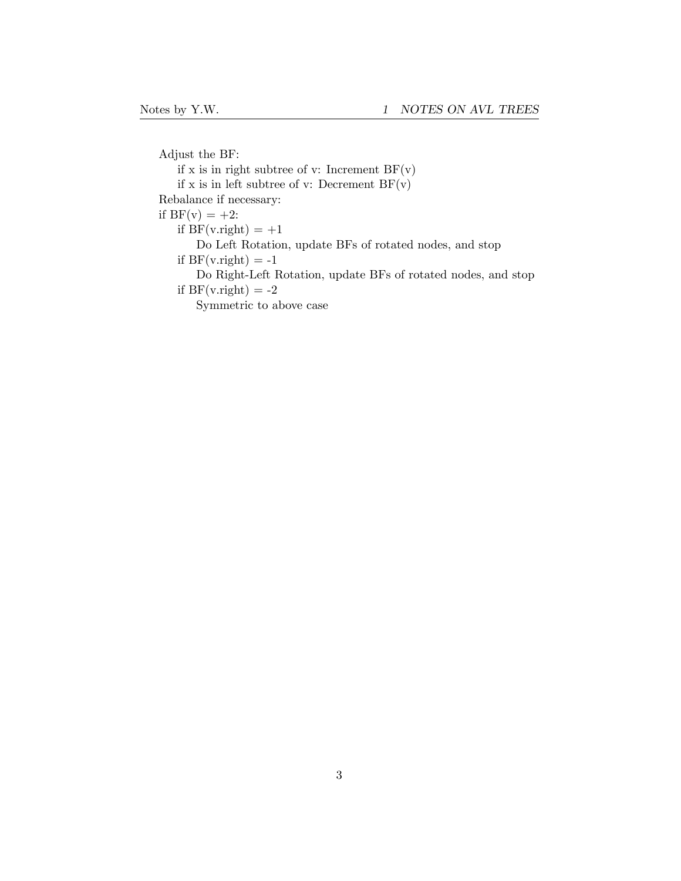```
Adjust the BF:
    if x is in right subtree of v: Increment BF(v)
    if x is in left subtree of v: Decrement BF(v)
Rebalance if necessary:
if BF(v) = +2:
    if BF(v.right) = +1
        Do Left Rotation, update BFs of rotated nodes, and stop
    if BF(v.right) = -1
        Do Right-Left Rotation, update BFs of rotated nodes, and stop
    if BF(v.right) = -2
        Symmetric to above case
```